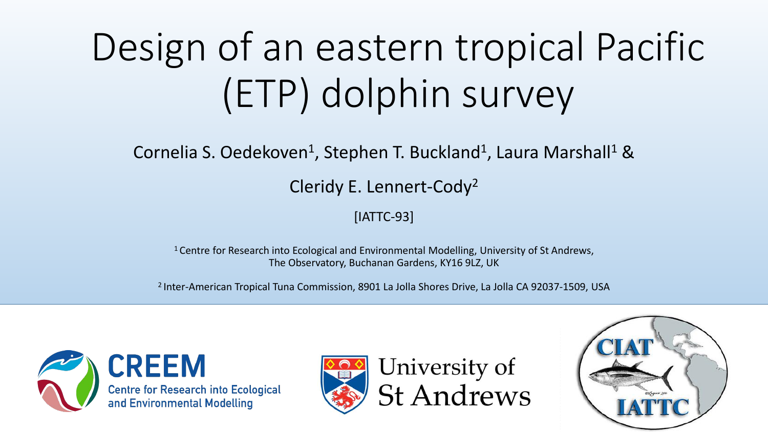# Design of an eastern tropical Pacific (ETP) dolphin survey

Cornelia S. Oedekoven[1], Stephen T. Buckland[1], Laura Marshall[1] &

Cleridy E. Lennert-Cody[2]

[IATTC-93]

[1] Centre for Research into Ecological and Environmental Modelling, University of St Andrews, The Observatory, Buchanan Gardens, KY16 9LZ, UK

[2] Inter-American Tropical Tuna Commission, 8901 La Jolla Shores Drive, La Jolla CA 92037-1509, USA

CREEM Centre for Research into Ecological and Environmental Modelling

University of St Andrews

CIAT IATTC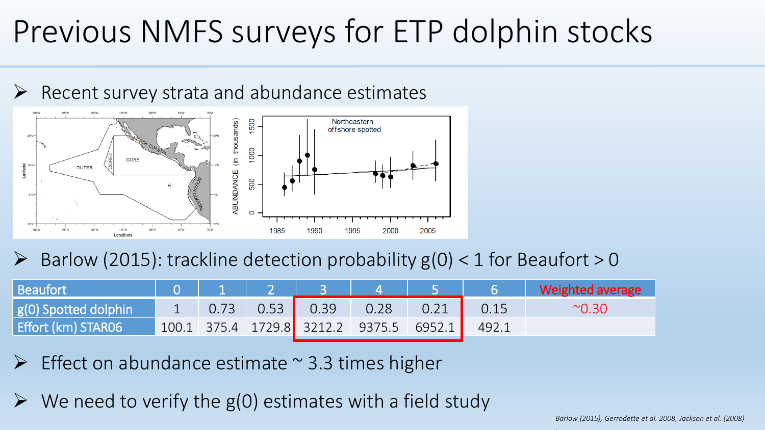# Previous NMFS surveys for ETP dolphin stocks

- Recent survey strata and abundance estimates

- Barlow (2015): trackline detection probability g(0) < 1 for Beaufort > 0

| Beaufort | 0 | 1 | 2 | 3 | 4 | 5 | 6 | Weighted average |
|---|---|---|---|---|---|---|---|---|
| g(0) Spotted dolphin | 1 | 0.73 | 0.53 | 0.39 | 0.28 | 0.21 | 0.15 | ~0.30 |
| Effort (km) STAR06 | 100.1 | 375.4 | 1729.8 | 3212.2 | 9375.5 | 6952.1 | 492.1 | |

- Effect on abundance estimate ~ 3.3 times higher

- We need to verify the g(0) estimates with a field study

*Barlow (2015), Gerrodette et al. 2008, Jackson et al. (2008)*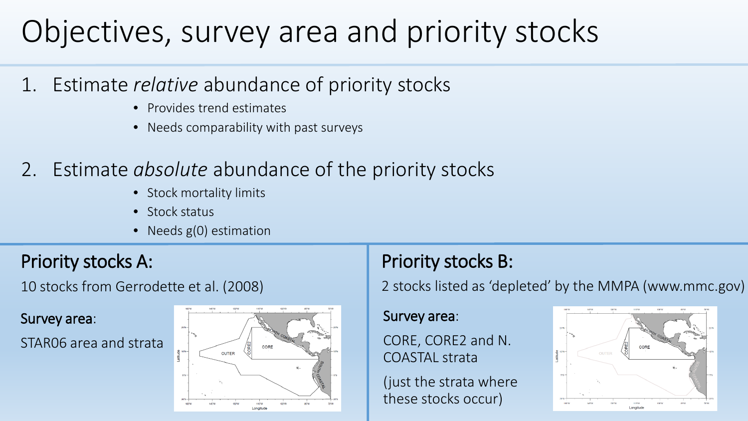# Objectives, survey area and priority stocks

1. Estimate *relative* abundance of priority stocks
   - Provides trend estimates
   - Needs comparability with past surveys

2. Estimate *absolute* abundance of the priority stocks
   - Stock mortality limits
   - Stock status
   - Needs g(0) estimation

## Priority stocks A:

10 stocks from Gerrodette et al. (2008)

**Survey area**:

STAR06 area and strata

## Priority stocks B:

2 stocks listed as 'depleted' by the MMPA (www.mmc.gov)

**Survey area**:

CORE, CORE2 and N. COASTAL strata

(just the strata where these stocks occur)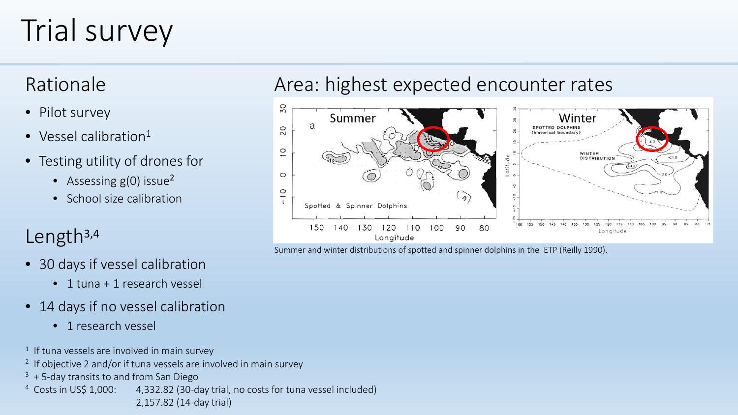# Trial survey

## Rationale

- Pilot survey
- Vessel calibration[1]
- Testing utility of drones for
  - Assessing g(0) issue[2]
  - School size calibration

## Length[3,4]

- 30 days if vessel calibration
  - 1 tuna + 1 research vessel
- 14 days if no vessel calibration
  - 1 research vessel

## Area: highest expected encounter rates

Summer and winter distributions of spotted and spinner dolphins in the ETP (Reilly 1990).

[1] If tuna vessels are involved in main survey

[2] If objective 2 and/or if tuna vessels are involved in main survey

[3] + 5-day transits to and from San Diego

[4] Costs in US$ 1,000: 4,332.82 (30-day trial, no costs for tuna vessel included)
2,157.82 (14-day trial)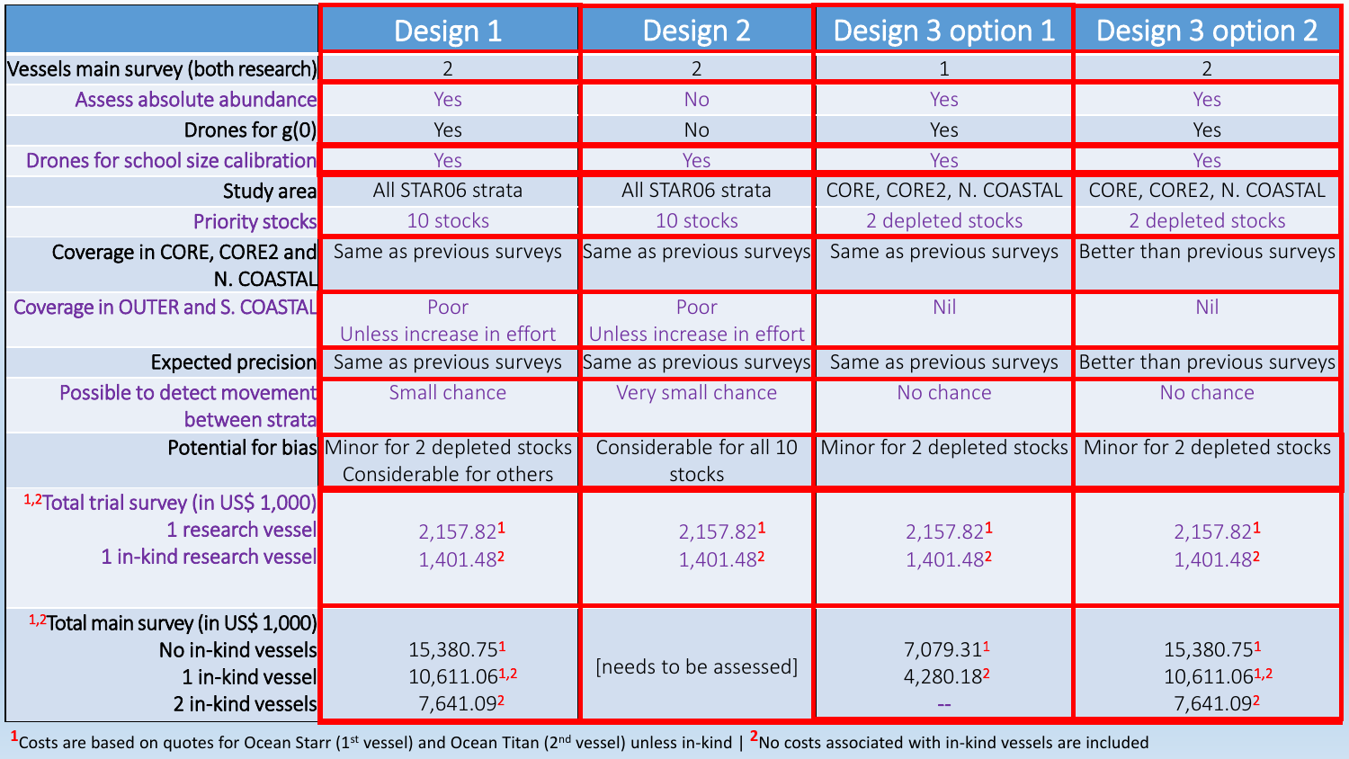| | Design 1 | Design 2 | Design 3 option 1 | Design 3 option 2 |
|---|---|---|---|---|
| Vessels main survey (both research) | 2 | 2 | 1 | 2 |
| Assess absolute abundance | Yes | No | Yes | Yes |
| Drones for g(0) | Yes | No | Yes | Yes |
| Drones for school size calibration | Yes | Yes | Yes | Yes |
| Study area | All STAR06 strata | All STAR06 strata | CORE, CORE2, N. COASTAL | CORE, CORE2, N. COASTAL |
| Priority stocks | 10 stocks | 10 stocks | 2 depleted stocks | 2 depleted stocks |
| Coverage in CORE, CORE2 and N. COASTAL | Same as previous surveys | Same as previous surveys | Same as previous surveys | Better than previous surveys |
| Coverage in OUTER and S. COASTAL | Poor<br>Unless increase in effort | Poor<br>Unless increase in effort | Nil | Nil |
| Expected precision | Same as previous surveys | Same as previous surveys | Same as previous surveys | Better than previous surveys |
| Possible to detect movement between strata | Small chance | Very small chance | No chance | No chance |
| Potential for bias | Minor for 2 depleted stocks<br>Considerable for others | Considerable for all 10 stocks | Minor for 2 depleted stocks | Minor for 2 depleted stocks |
| [1,2]Total trial survey (in US$ 1,000)<br>1 research vessel<br>1 in-kind research vessel | <br>2,157.82[1]<br>1,401.48[2] | <br>2,157.82[1]<br>1,401.48[2] | <br>2,157.82[1]<br>1,401.48[2] | <br>2,157.82[1]<br>1,401.48[2] |
| [1,2]Total main survey (in US$ 1,000)<br>No in-kind vessels<br>1 in-kind vessel<br>2 in-kind vessels | <br>15,380.75[1]<br>10,611.06[1,2]<br>7,641.09[2] | [needs to be assessed] | <br>7,079.31[1]<br>4,280.18[2]<br>-- | <br>15,380.75[1]<br>10,611.06[1,2]<br>7,641.09[2] |

[1]Costs are based on quotes for Ocean Starr (1st vessel) and Ocean Titan (2nd vessel) unless in-kind | [2]No costs associated with in-kind vessels are included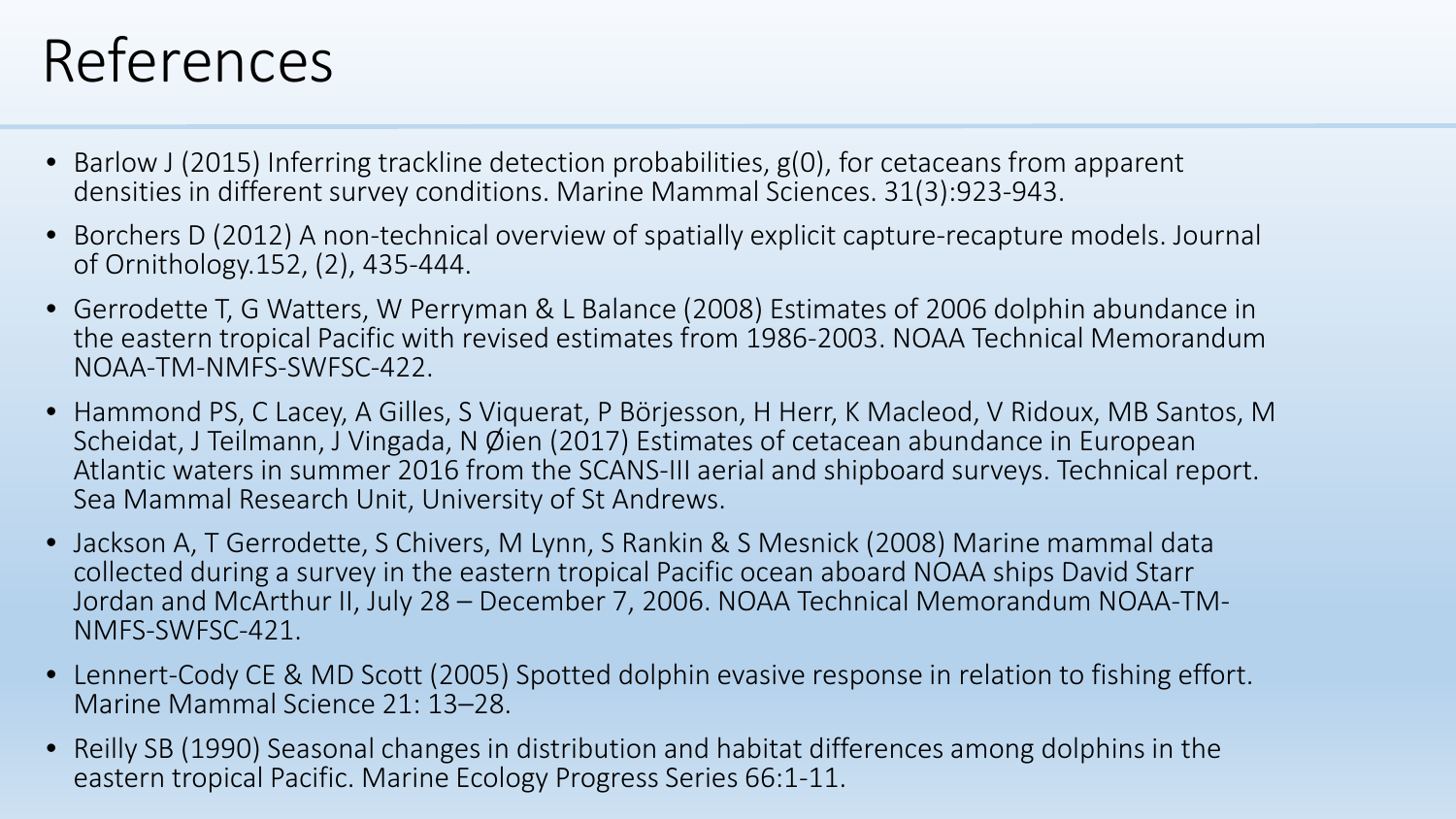# References

- Barlow J (2015) Inferring trackline detection probabilities, g(0), for cetaceans from apparent densities in different survey conditions. Marine Mammal Sciences. 31(3):923-943.
- Borchers D (2012) A non-technical overview of spatially explicit capture-recapture models. Journal of Ornithology.152, (2), 435-444.
- Gerrodette T, G Watters, W Perryman & L Balance (2008) Estimates of 2006 dolphin abundance in the eastern tropical Pacific with revised estimates from 1986-2003. NOAA Technical Memorandum NOAA-TM-NMFS-SWFSC-422.
- Hammond PS, C Lacey, A Gilles, S Viquerat, P Börjesson, H Herr, K Macleod, V Ridoux, MB Santos, M Scheidat, J Teilmann, J Vingada, N Øien (2017) Estimates of cetacean abundance in European Atlantic waters in summer 2016 from the SCANS-III aerial and shipboard surveys. Technical report. Sea Mammal Research Unit, University of St Andrews.
- Jackson A, T Gerrodette, S Chivers, M Lynn, S Rankin & S Mesnick (2008) Marine mammal data collected during a survey in the eastern tropical Pacific ocean aboard NOAA ships David Starr Jordan and McArthur II, July 28 – December 7, 2006. NOAA Technical Memorandum NOAA-TM-NMFS-SWFSC-421.
- Lennert-Cody CE & MD Scott (2005) Spotted dolphin evasive response in relation to fishing effort. Marine Mammal Science 21: 13–28.
- Reilly SB (1990) Seasonal changes in distribution and habitat differences among dolphins in the eastern tropical Pacific. Marine Ecology Progress Series 66:1-11.